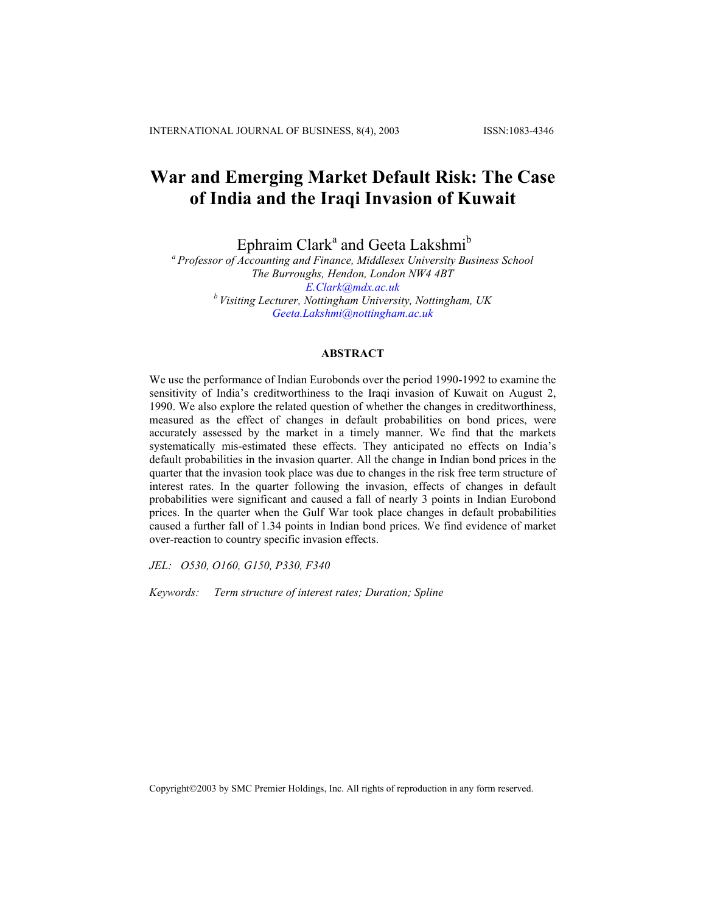# War and Emerging Market Default Risk: The Case of India and the Iraqi Invasion of Kuwait

Ephraim Clark[a] and Geeta Lakshmi[b]

[a] *Professor of Accounting and Finance, Middlesex University Business School*
*The Burroughs, Hendon, London NW4 4BT*
*E.Clark@mdx.ac.uk*

[b] *Visiting Lecturer, Nottingham University, Nottingham, UK*
*Geeta.Lakshmi@nottingham.ac.uk*

## ABSTRACT

We use the performance of Indian Eurobonds over the period 1990-1992 to examine the sensitivity of India's creditworthiness to the Iraqi invasion of Kuwait on August 2, 1990. We also explore the related question of whether the changes in creditworthiness, measured as the effect of changes in default probabilities on bond prices, were accurately assessed by the market in a timely manner. We find that the markets systematically mis-estimated these effects. They anticipated no effects on India's default probabilities in the invasion quarter. All the change in Indian bond prices in the quarter that the invasion took place was due to changes in the risk free term structure of interest rates. In the quarter following the invasion, effects of changes in default probabilities were significant and caused a fall of nearly 3 points in Indian Eurobond prices. In the quarter when the Gulf War took place changes in default probabilities caused a further fall of 1.34 points in Indian bond prices. We find evidence of market over-reaction to country specific invasion effects.

*JEL: O530, O160, G150, P330, F340*

*Keywords: Term structure of interest rates; Duration; Spline*

Copyright©2003 by SMC Premier Holdings, Inc. All rights of reproduction in any form reserved.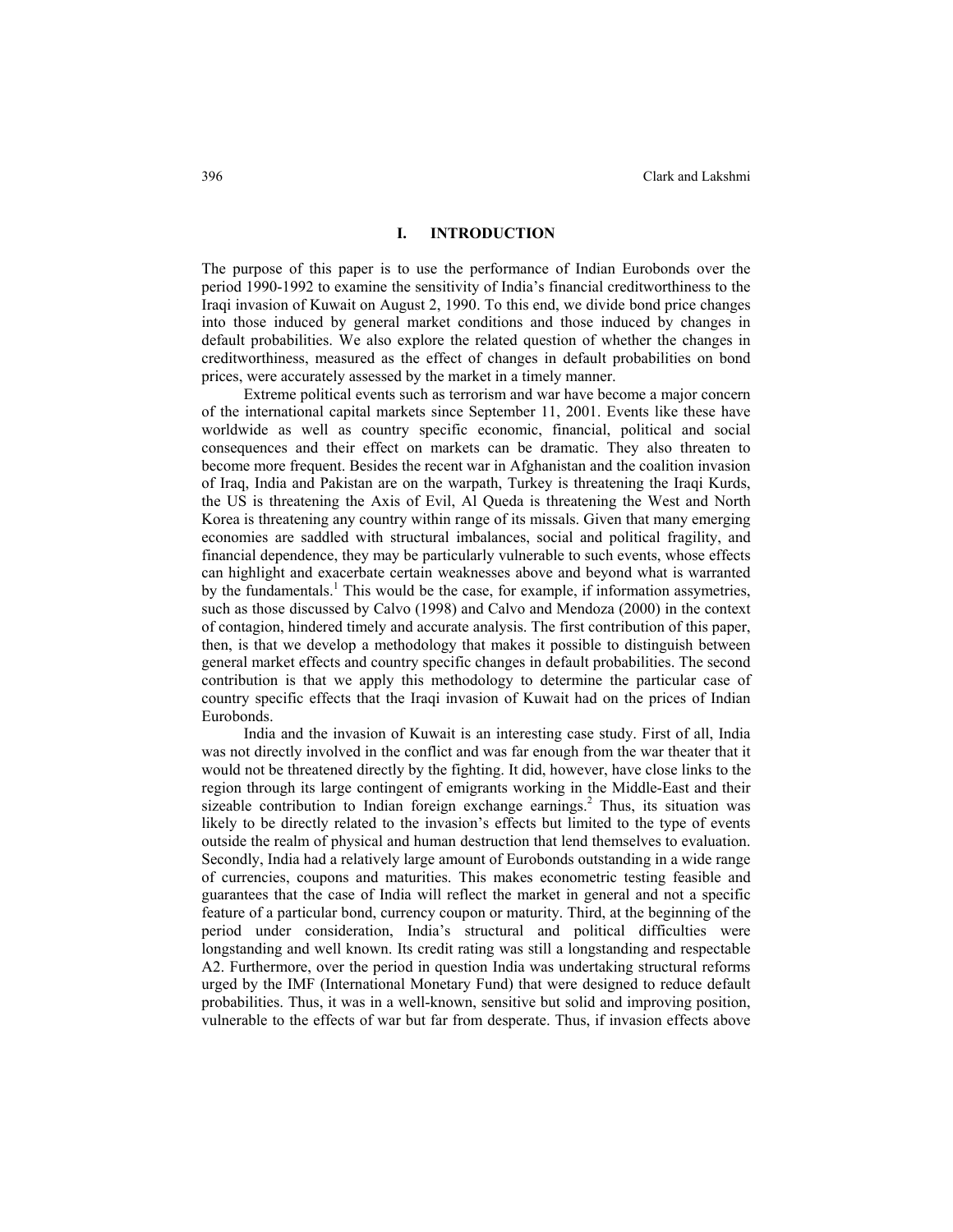## I. INTRODUCTION

The purpose of this paper is to use the performance of Indian Eurobonds over the period 1990-1992 to examine the sensitivity of India's financial creditworthiness to the Iraqi invasion of Kuwait on August 2, 1990. To this end, we divide bond price changes into those induced by general market conditions and those induced by changes in default probabilities. We also explore the related question of whether the changes in creditworthiness, measured as the effect of changes in default probabilities on bond prices, were accurately assessed by the market in a timely manner.

Extreme political events such as terrorism and war have become a major concern of the international capital markets since September 11, 2001. Events like these have worldwide as well as country specific economic, financial, political and social consequences and their effect on markets can be dramatic. They also threaten to become more frequent. Besides the recent war in Afghanistan and the coalition invasion of Iraq, India and Pakistan are on the warpath, Turkey is threatening the Iraqi Kurds, the US is threatening the Axis of Evil, Al Queda is threatening the West and North Korea is threatening any country within range of its missals. Given that many emerging economies are saddled with structural imbalances, social and political fragility, and financial dependence, they may be particularly vulnerable to such events, whose effects can highlight and exacerbate certain weaknesses above and beyond what is warranted by the fundamentals.[1] This would be the case, for example, if information assymetries, such as those discussed by Calvo (1998) and Calvo and Mendoza (2000) in the context of contagion, hindered timely and accurate analysis. The first contribution of this paper, then, is that we develop a methodology that makes it possible to distinguish between general market effects and country specific changes in default probabilities. The second contribution is that we apply this methodology to determine the particular case of country specific effects that the Iraqi invasion of Kuwait had on the prices of Indian Eurobonds.

India and the invasion of Kuwait is an interesting case study. First of all, India was not directly involved in the conflict and was far enough from the war theater that it would not be threatened directly by the fighting. It did, however, have close links to the region through its large contingent of emigrants working in the Middle-East and their sizeable contribution to Indian foreign exchange earnings.[2] Thus, its situation was likely to be directly related to the invasion's effects but limited to the type of events outside the realm of physical and human destruction that lend themselves to evaluation. Secondly, India had a relatively large amount of Eurobonds outstanding in a wide range of currencies, coupons and maturities. This makes econometric testing feasible and guarantees that the case of India will reflect the market in general and not a specific feature of a particular bond, currency coupon or maturity. Third, at the beginning of the period under consideration, India's structural and political difficulties were longstanding and well known. Its credit rating was still a longstanding and respectable A2. Furthermore, over the period in question India was undertaking structural reforms urged by the IMF (International Monetary Fund) that were designed to reduce default probabilities. Thus, it was in a well-known, sensitive but solid and improving position, vulnerable to the effects of war but far from desperate. Thus, if invasion effects above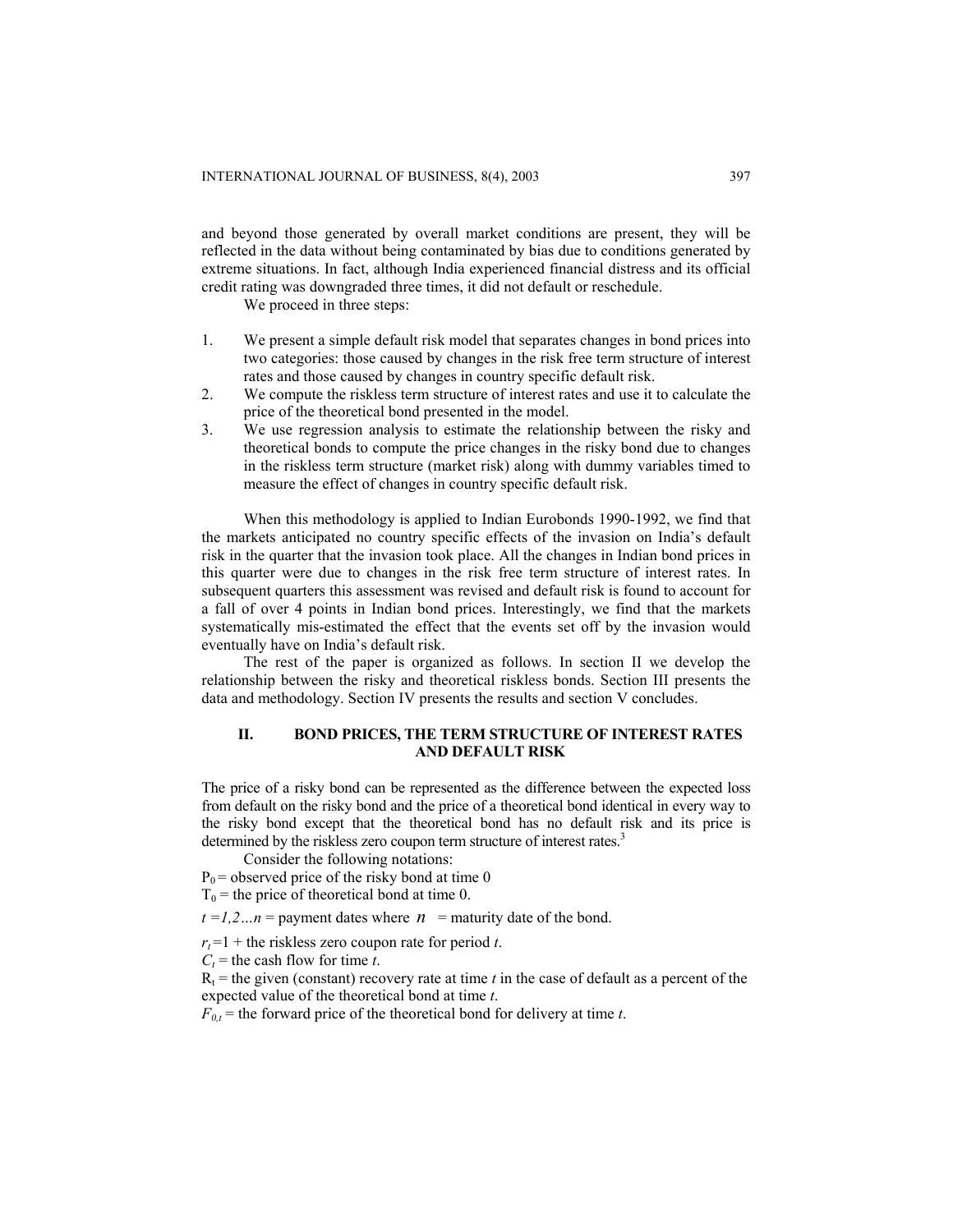and beyond those generated by overall market conditions are present, they will be reflected in the data without being contaminated by bias due to conditions generated by extreme situations. In fact, although India experienced financial distress and its official credit rating was downgraded three times, it did not default or reschedule.

We proceed in three steps:

1. We present a simple default risk model that separates changes in bond prices into two categories: those caused by changes in the risk free term structure of interest rates and those caused by changes in country specific default risk.
2. We compute the riskless term structure of interest rates and use it to calculate the price of the theoretical bond presented in the model.
3. We use regression analysis to estimate the relationship between the risky and theoretical bonds to compute the price changes in the risky bond due to changes in the riskless term structure (market risk) along with dummy variables timed to measure the effect of changes in country specific default risk.

When this methodology is applied to Indian Eurobonds 1990-1992, we find that the markets anticipated no country specific effects of the invasion on India's default risk in the quarter that the invasion took place. All the changes in Indian bond prices in this quarter were due to changes in the risk free term structure of interest rates. In subsequent quarters this assessment was revised and default risk is found to account for a fall of over 4 points in Indian bond prices. Interestingly, we find that the markets systematically mis-estimated the effect that the events set off by the invasion would eventually have on India's default risk.

The rest of the paper is organized as follows. In section II we develop the relationship between the risky and theoretical riskless bonds. Section III presents the data and methodology. Section IV presents the results and section V concludes.

## II. BOND PRICES, THE TERM STRUCTURE OF INTEREST RATES AND DEFAULT RISK

The price of a risky bond can be represented as the difference between the expected loss from default on the risky bond and the price of a theoretical bond identical in every way to the risky bond except that the theoretical bond has no default risk and its price is determined by the riskless zero coupon term structure of interest rates.[3]

Consider the following notations:

$P_0$ = observed price of the risky bond at time 0

$T_0$ = the price of theoretical bond at time 0.

$t = 1,2 \ldots n$ = payment dates where $n$ = maturity date of the bond.

$r_t = 1$ + the riskless zero coupon rate for period $t$.

$C_t$ = the cash flow for time $t$.

$R_t$ = the given (constant) recovery rate at time $t$ in the case of default as a percent of the expected value of the theoretical bond at time $t$.

$F_{0,t}$ = the forward price of the theoretical bond for delivery at time $t$.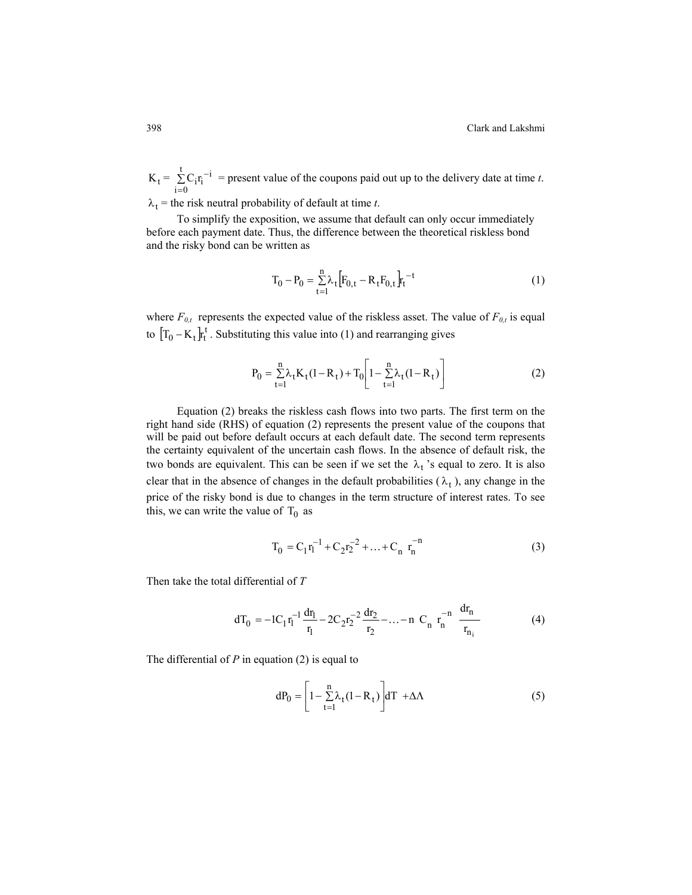$K_t = \sum_{i=0}^{t} C_i r_i^{-i}$ = present value of the coupons paid out up to the delivery date at time *t*.

$\lambda_t$ = the risk neutral probability of default at time *t*.

To simplify the exposition, we assume that default can only occur immediately before each payment date. Thus, the difference between the theoretical riskless bond and the risky bond can be written as

$$T_0 - P_0 = \sum_{t=1}^{n} \lambda_t \left[F_{0,t} - R_t F_{0,t}\right] r_t^{-t} \tag{1}$$

where $F_{0,t}$ represents the expected value of the riskless asset. The value of $F_{0,t}$ is equal to $\left[T_0 - K_t\right] r_t^{t}$. Substituting this value into (1) and rearranging gives

$$P_0 = \sum_{t=1}^{n} \lambda_t K_t (1 - R_t) + T_0 \left[1 - \sum_{t=1}^{n} \lambda_t (1 - R_t)\right] \tag{2}$$

Equation (2) breaks the riskless cash flows into two parts. The first term on the right hand side (RHS) of equation (2) represents the present value of the coupons that will be paid out before default occurs at each default date. The second term represents the certainty equivalent of the uncertain cash flows. In the absence of default risk, the two bonds are equivalent. This can be seen if we set the $\lambda_t$'s equal to zero. It is also clear that in the absence of changes in the default probabilities ($\lambda_t$), any change in the price of the risky bond is due to changes in the term structure of interest rates. To see this, we can write the value of $T_0$ as

$$T_0 = C_1 r_1^{-1} + C_2 r_2^{-2} + \ldots + C_n\ r_n^{-n} \tag{3}$$

Then take the total differential of *T*

$$dT_0 = -1 C_1 r_1^{-1} \frac{dr_1}{r_1} - 2 C_2 r_2^{-2} \frac{dr_2}{r_2} - \ldots - n\ C_n\ r_n^{-n}\ \frac{dr_n}{r_{n_i}} \tag{4}$$

The differential of *P* in equation (2) is equal to

$$dP_0 = \left[1 - \sum_{t=1}^{n} \lambda_t (1 - R_t)\right] dT\ + \Delta\Lambda \tag{5}$$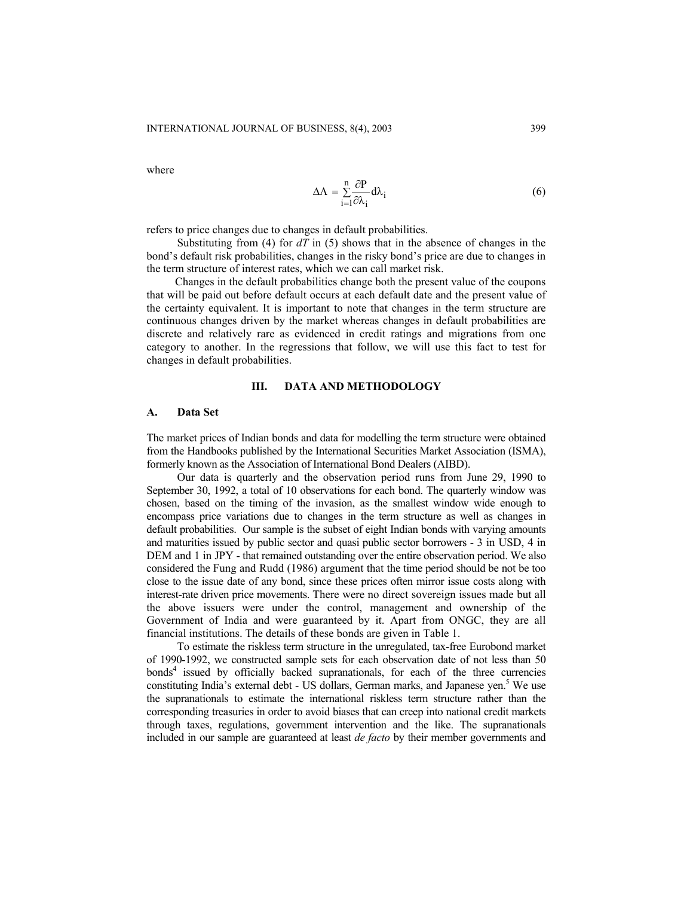where

$$\Delta\Lambda = \sum_{i=1}^{n} \frac{\partial P}{\partial \lambda_i} d\lambda_i \tag{6}$$

refers to price changes due to changes in default probabilities.

Substituting from (4) for *dT* in (5) shows that in the absence of changes in the bond's default risk probabilities, changes in the risky bond's price are due to changes in the term structure of interest rates, which we can call market risk.

Changes in the default probabilities change both the present value of the coupons that will be paid out before default occurs at each default date and the present value of the certainty equivalent. It is important to note that changes in the term structure are continuous changes driven by the market whereas changes in default probabilities are discrete and relatively rare as evidenced in credit ratings and migrations from one category to another. In the regressions that follow, we will use this fact to test for changes in default probabilities.

## III. DATA AND METHODOLOGY

### A. Data Set

The market prices of Indian bonds and data for modelling the term structure were obtained from the Handbooks published by the International Securities Market Association (ISMA), formerly known as the Association of International Bond Dealers (AIBD).

Our data is quarterly and the observation period runs from June 29, 1990 to September 30, 1992, a total of 10 observations for each bond. The quarterly window was chosen, based on the timing of the invasion, as the smallest window wide enough to encompass price variations due to changes in the term structure as well as changes in default probabilities. Our sample is the subset of eight Indian bonds with varying amounts and maturities issued by public sector and quasi public sector borrowers - 3 in USD, 4 in DEM and 1 in JPY - that remained outstanding over the entire observation period. We also considered the Fung and Rudd (1986) argument that the time period should be not be too close to the issue date of any bond, since these prices often mirror issue costs along with interest-rate driven price movements. There were no direct sovereign issues made but all the above issuers were under the control, management and ownership of the Government of India and were guaranteed by it. Apart from ONGC, they are all financial institutions. The details of these bonds are given in Table 1.

To estimate the riskless term structure in the unregulated, tax-free Eurobond market of 1990-1992, we constructed sample sets for each observation date of not less than 50 bonds[4] issued by officially backed supranationals, for each of the three currencies constituting India's external debt - US dollars, German marks, and Japanese yen.[5] We use the supranationals to estimate the international riskless term structure rather than the corresponding treasuries in order to avoid biases that can creep into national credit markets through taxes, regulations, government intervention and the like. The supranationals included in our sample are guaranteed at least *de facto* by their member governments and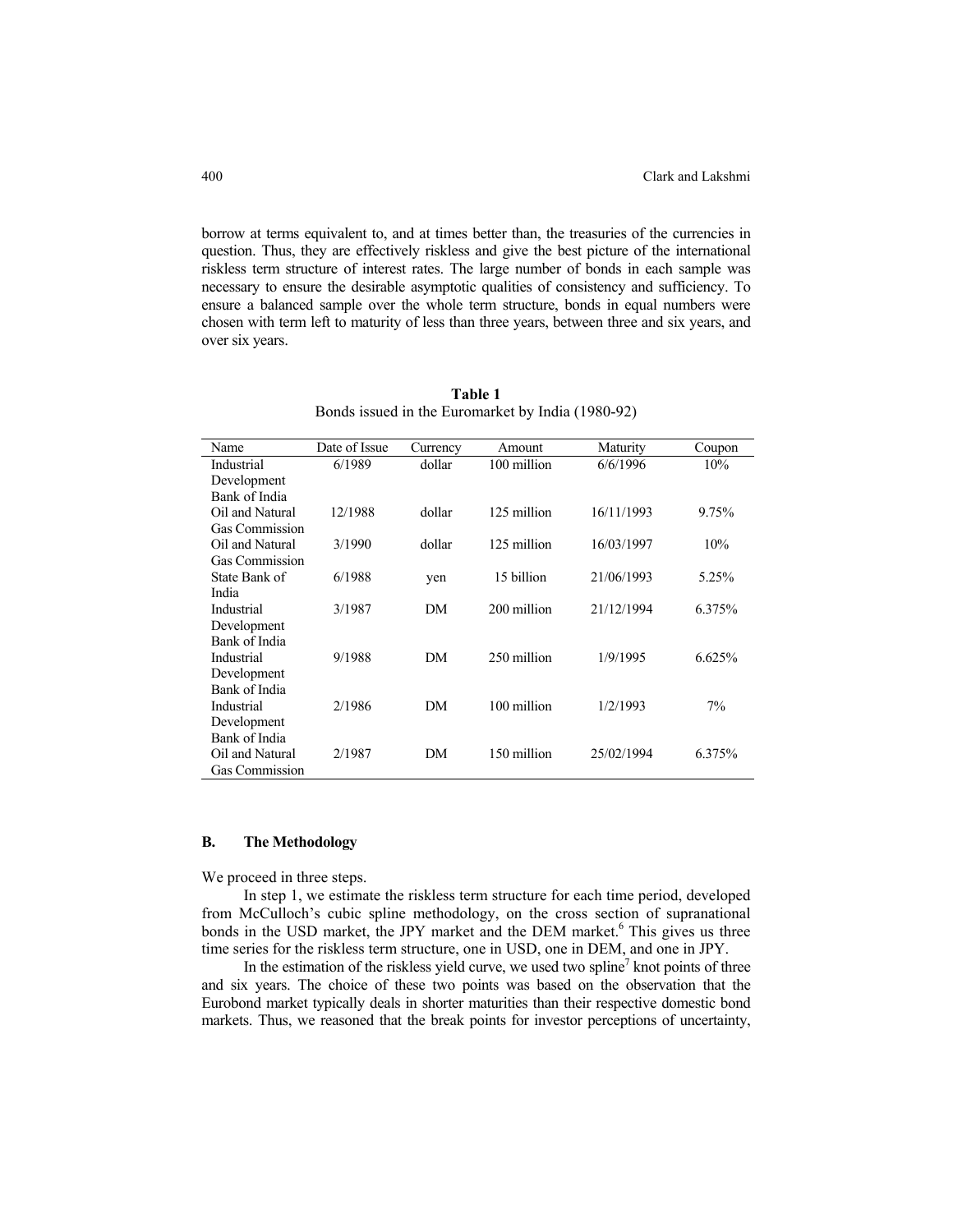borrow at terms equivalent to, and at times better than, the treasuries of the currencies in question. Thus, they are effectively riskless and give the best picture of the international riskless term structure of interest rates. The large number of bonds in each sample was necessary to ensure the desirable asymptotic qualities of consistency and sufficiency. To ensure a balanced sample over the whole term structure, bonds in equal numbers were chosen with term left to maturity of less than three years, between three and six years, and over six years.

**Table 1**
Bonds issued in the Euromarket by India (1980-92)

| Name | Date of Issue | Currency | Amount | Maturity | Coupon |
|---|---|---|---|---|---|
| Industrial Development Bank of India | 6/1989 | dollar | 100 million | 6/6/1996 | 10% |
| Oil and Natural Gas Commission | 12/1988 | dollar | 125 million | 16/11/1993 | 9.75% |
| Oil and Natural Gas Commission | 3/1990 | dollar | 125 million | 16/03/1997 | 10% |
| State Bank of India | 6/1988 | yen | 15 billion | 21/06/1993 | 5.25% |
| Industrial Development Bank of India | 3/1987 | DM | 200 million | 21/12/1994 | 6.375% |
| Industrial Development Bank of India | 9/1988 | DM | 250 million | 1/9/1995 | 6.625% |
| Industrial Development Bank of India | 2/1986 | DM | 100 million | 1/2/1993 | 7% |
| Oil and Natural Gas Commission | 2/1987 | DM | 150 million | 25/02/1994 | 6.375% |

### B. The Methodology

We proceed in three steps.

In step 1, we estimate the riskless term structure for each time period, developed from McCulloch's cubic spline methodology, on the cross section of supranational bonds in the USD market, the JPY market and the DEM market.[6] This gives us three time series for the riskless term structure, one in USD, one in DEM, and one in JPY.

In the estimation of the riskless yield curve, we used two spline[7] knot points of three and six years. The choice of these two points was based on the observation that the Eurobond market typically deals in shorter maturities than their respective domestic bond markets. Thus, we reasoned that the break points for investor perceptions of uncertainty,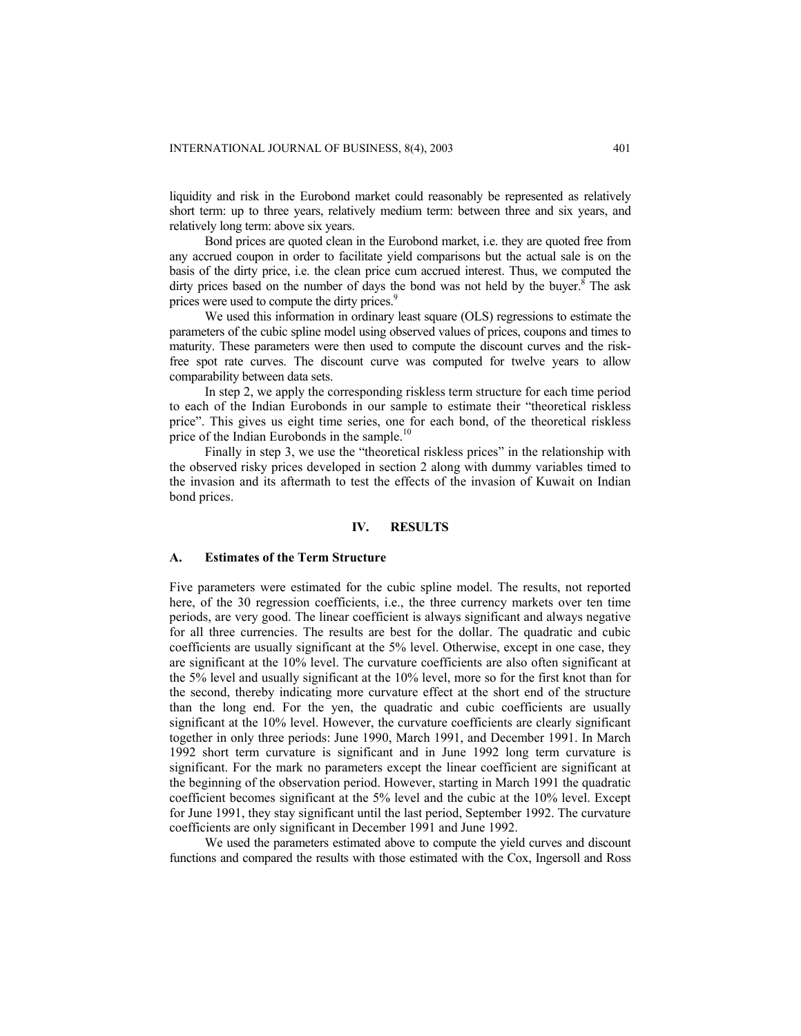liquidity and risk in the Eurobond market could reasonably be represented as relatively short term: up to three years, relatively medium term: between three and six years, and relatively long term: above six years.

Bond prices are quoted clean in the Eurobond market, i.e. they are quoted free from any accrued coupon in order to facilitate yield comparisons but the actual sale is on the basis of the dirty price, i.e. the clean price cum accrued interest. Thus, we computed the dirty prices based on the number of days the bond was not held by the buyer.[8] The ask prices were used to compute the dirty prices.[9]

We used this information in ordinary least square (OLS) regressions to estimate the parameters of the cubic spline model using observed values of prices, coupons and times to maturity. These parameters were then used to compute the discount curves and the risk-free spot rate curves. The discount curve was computed for twelve years to allow comparability between data sets.

In step 2, we apply the corresponding riskless term structure for each time period to each of the Indian Eurobonds in our sample to estimate their "theoretical riskless price". This gives us eight time series, one for each bond, of the theoretical riskless price of the Indian Eurobonds in the sample.[10]

Finally in step 3, we use the "theoretical riskless prices" in the relationship with the observed risky prices developed in section 2 along with dummy variables timed to the invasion and its aftermath to test the effects of the invasion of Kuwait on Indian bond prices.

## IV. RESULTS

### A. Estimates of the Term Structure

Five parameters were estimated for the cubic spline model. The results, not reported here, of the 30 regression coefficients, i.e., the three currency markets over ten time periods, are very good. The linear coefficient is always significant and always negative for all three currencies. The results are best for the dollar. The quadratic and cubic coefficients are usually significant at the 5% level. Otherwise, except in one case, they are significant at the 10% level. The curvature coefficients are also often significant at the 5% level and usually significant at the 10% level, more so for the first knot than for the second, thereby indicating more curvature effect at the short end of the structure than the long end. For the yen, the quadratic and cubic coefficients are usually significant at the 10% level. However, the curvature coefficients are clearly significant together in only three periods: June 1990, March 1991, and December 1991. In March 1992 short term curvature is significant and in June 1992 long term curvature is significant. For the mark no parameters except the linear coefficient are significant at the beginning of the observation period. However, starting in March 1991 the quadratic coefficient becomes significant at the 5% level and the cubic at the 10% level. Except for June 1991, they stay significant until the last period, September 1992. The curvature coefficients are only significant in December 1991 and June 1992.

We used the parameters estimated above to compute the yield curves and discount functions and compared the results with those estimated with the Cox, Ingersoll and Ross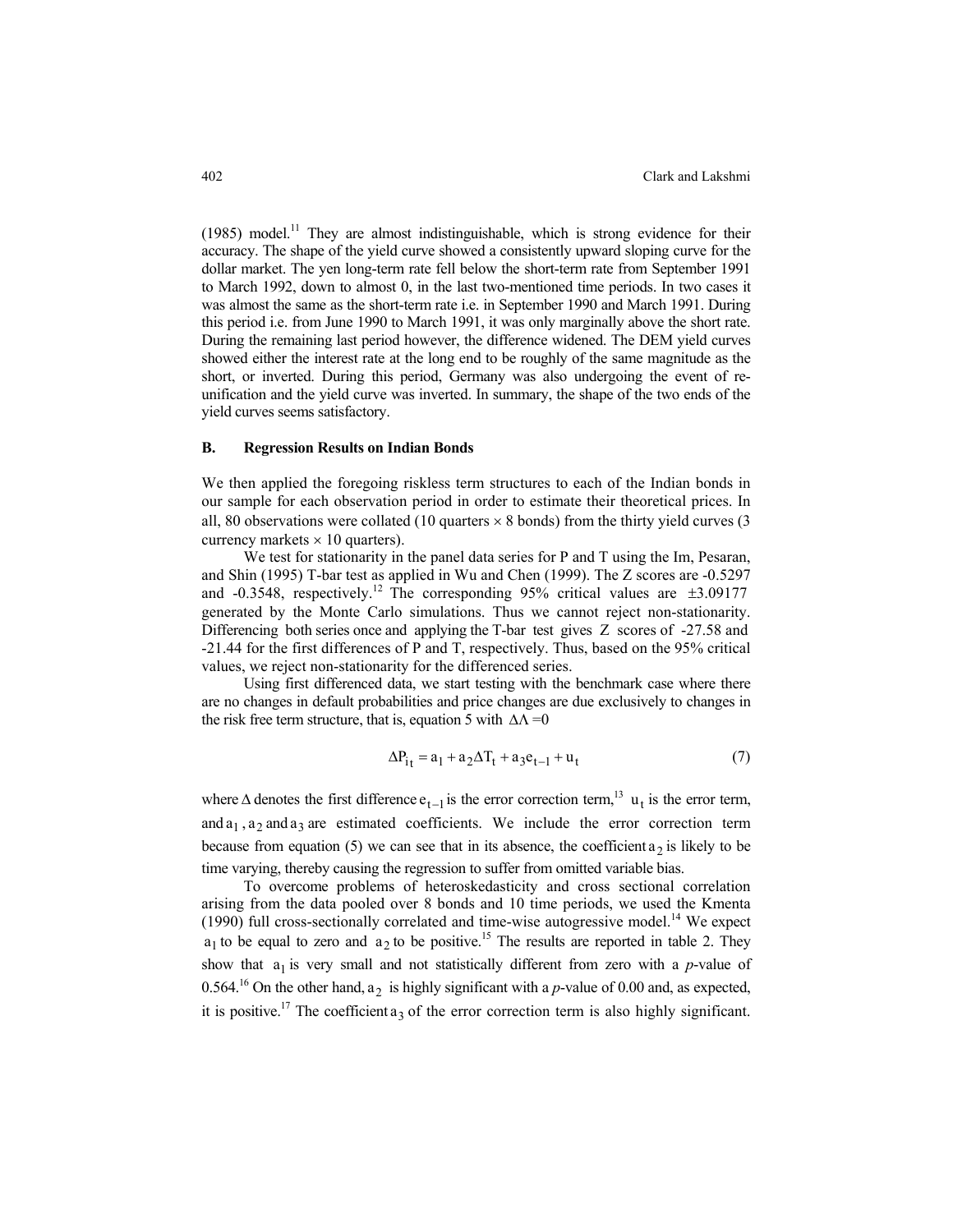(1985) model.[11] They are almost indistinguishable, which is strong evidence for their accuracy. The shape of the yield curve showed a consistently upward sloping curve for the dollar market. The yen long-term rate fell below the short-term rate from September 1991 to March 1992, down to almost 0, in the last two-mentioned time periods. In two cases it was almost the same as the short-term rate i.e. in September 1990 and March 1991. During this period i.e. from June 1990 to March 1991, it was only marginally above the short rate. During the remaining last period however, the difference widened. The DEM yield curves showed either the interest rate at the long end to be roughly of the same magnitude as the short, or inverted. During this period, Germany was also undergoing the event of re-unification and the yield curve was inverted. In summary, the shape of the two ends of the yield curves seems satisfactory.

### B. Regression Results on Indian Bonds

We then applied the foregoing riskless term structures to each of the Indian bonds in our sample for each observation period in order to estimate their theoretical prices. In all, 80 observations were collated (10 quarters × 8 bonds) from the thirty yield curves (3 currency markets × 10 quarters).

We test for stationarity in the panel data series for P and T using the Im, Pesaran, and Shin (1995) T-bar test as applied in Wu and Chen (1999). The Z scores are -0.5297 and -0.3548, respectively.[12] The corresponding 95% critical values are ±3.09177 generated by the Monte Carlo simulations. Thus we cannot reject non-stationarity. Differencing both series once and applying the T-bar test gives Z scores of -27.58 and -21.44 for the first differences of P and T, respectively. Thus, based on the 95% critical values, we reject non-stationarity for the differenced series.

Using first differenced data, we start testing with the benchmark case where there are no changes in default probabilities and price changes are due exclusively to changes in the risk free term structure, that is, equation 5 with $\Delta\Lambda = 0$

$$\Delta P_{i_t} = a_1 + a_2 \Delta T_t + a_3 e_{t-1} + u_t \qquad (7)$$

where $\Delta$ denotes the first difference $e_{t-1}$ is the error correction term,[13] $u_t$ is the error term, and $a_1$, $a_2$ and $a_3$ are estimated coefficients. We include the error correction term because from equation (5) we can see that in its absence, the coefficient $a_2$ is likely to be time varying, thereby causing the regression to suffer from omitted variable bias.

To overcome problems of heteroskedasticity and cross sectional correlation arising from the data pooled over 8 bonds and 10 time periods, we used the Kmenta (1990) full cross-sectionally correlated and time-wise autogressive model.[14] We expect $a_1$ to be equal to zero and $a_2$ to be positive.[15] The results are reported in table 2. They show that $a_1$ is very small and not statistically different from zero with a *p*-value of 0.564.[16] On the other hand, $a_2$ is highly significant with a *p*-value of 0.00 and, as expected, it is positive.[17] The coefficient $a_3$ of the error correction term is also highly significant.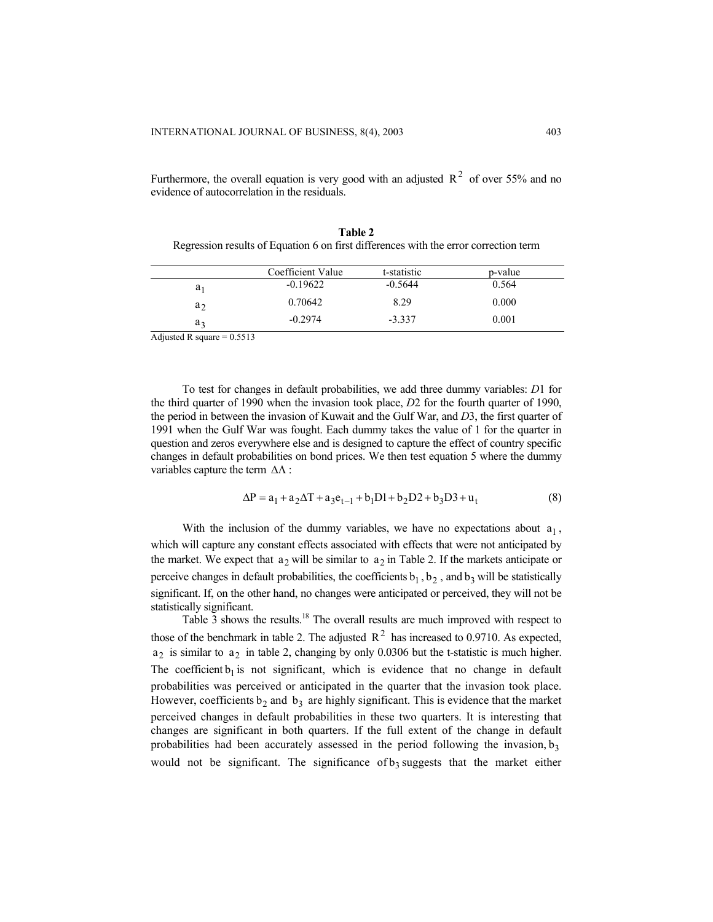Furthermore, the overall equation is very good with an adjusted $R^2$ of over 55% and no evidence of autocorrelation in the residuals.

**Table 2**
Regression results of Equation 6 on first differences with the error correction term

| | Coefficient Value | t-statistic | p-value |
|---|---|---|---|
| $a_1$ | -0.19622 | -0.5644 | 0.564 |
| $a_2$ | 0.70642 | 8.29 | 0.000 |
| $a_3$ | -0.2974 | -3.337 | 0.001 |

Adjusted R square = 0.5513

To test for changes in default probabilities, we add three dummy variables: *D*1 for the third quarter of 1990 when the invasion took place, *D*2 for the fourth quarter of 1990, the period in between the invasion of Kuwait and the Gulf War, and *D*3, the first quarter of 1991 when the Gulf War was fought. Each dummy takes the value of 1 for the quarter in question and zeros everywhere else and is designed to capture the effect of country specific changes in default probabilities on bond prices. We then test equation 5 where the dummy variables capture the term $\Delta\Lambda$ :

$$\Delta P = a_1 + a_2 \Delta T + a_3 e_{t-1} + b_1 D1 + b_2 D2 + b_3 D3 + u_t \tag{8}$$

With the inclusion of the dummy variables, we have no expectations about $a_1$, which will capture any constant effects associated with effects that were not anticipated by the market. We expect that $a_2$ will be similar to $a_2$ in Table 2. If the markets anticipate or perceive changes in default probabilities, the coefficients $b_1$, $b_2$, and $b_3$ will be statistically significant. If, on the other hand, no changes were anticipated or perceived, they will not be statistically significant.

Table 3 shows the results.[18] The overall results are much improved with respect to those of the benchmark in table 2. The adjusted $R^2$ has increased to 0.9710. As expected, $a_2$ is similar to $a_2$ in table 2, changing by only 0.0306 but the t-statistic is much higher. The coefficient $b_1$ is not significant, which is evidence that no change in default probabilities was perceived or anticipated in the quarter that the invasion took place. However, coefficients $b_2$ and $b_3$ are highly significant. This is evidence that the market perceived changes in default probabilities in these two quarters. It is interesting that changes are significant in both quarters. If the full extent of the change in default probabilities had been accurately assessed in the period following the invasion, $b_3$ would not be significant. The significance of $b_3$ suggests that the market either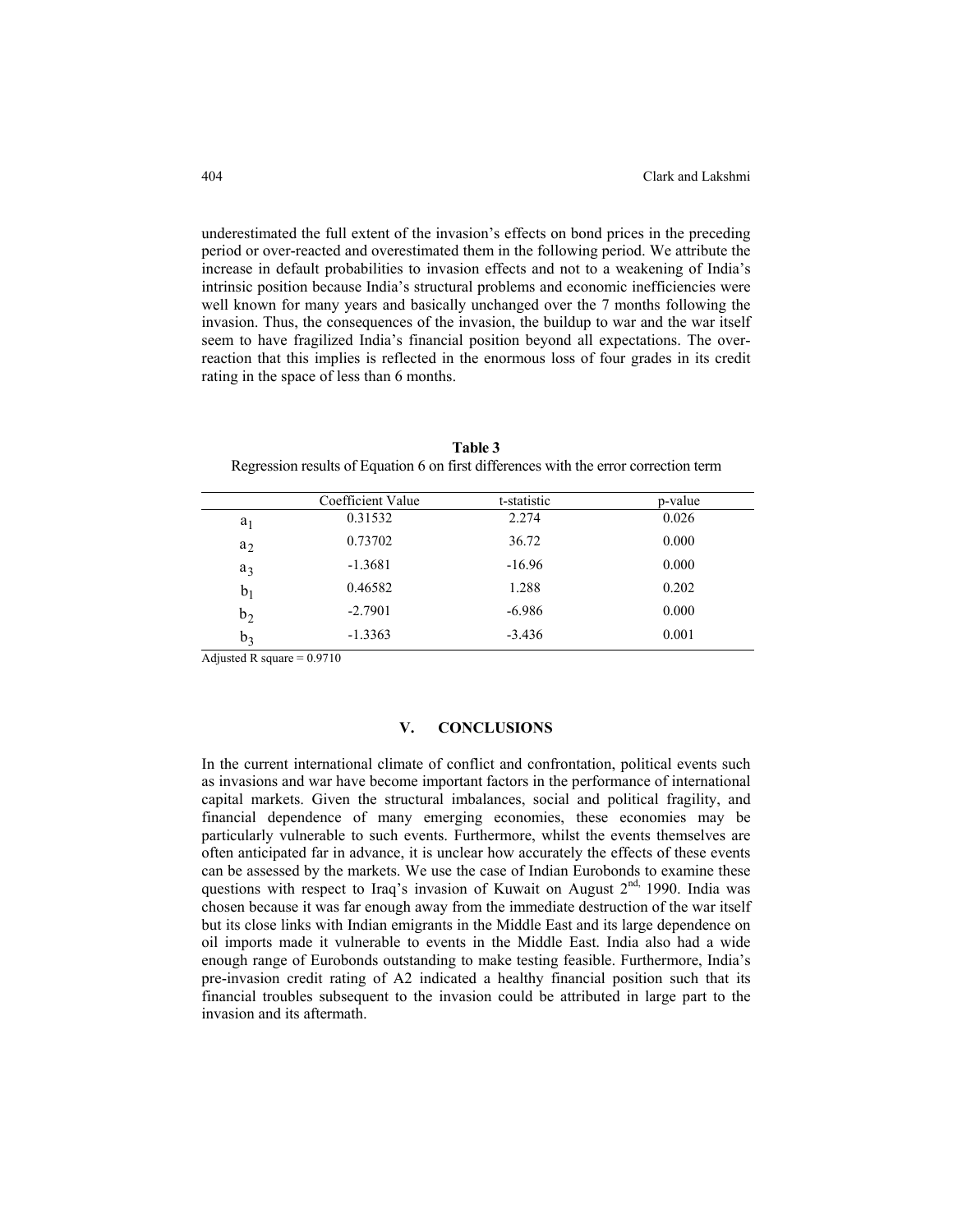underestimated the full extent of the invasion's effects on bond prices in the preceding period or over-reacted and overestimated them in the following period. We attribute the increase in default probabilities to invasion effects and not to a weakening of India's intrinsic position because India's structural problems and economic inefficiencies were well known for many years and basically unchanged over the 7 months following the invasion. Thus, the consequences of the invasion, the buildup to war and the war itself seem to have fragilized India's financial position beyond all expectations. The over-reaction that this implies is reflected in the enormous loss of four grades in its credit rating in the space of less than 6 months.

**Table 3**

Regression results of Equation 6 on first differences with the error correction term

| | Coefficient Value | t-statistic | p-value |
|---|---|---|---|
| $a_1$ | 0.31532 | 2.274 | 0.026 |
| $a_2$ | 0.73702 | 36.72 | 0.000 |
| $a_3$ | -1.3681 | -16.96 | 0.000 |
| $b_1$ | 0.46582 | 1.288 | 0.202 |
| $b_2$ | -2.7901 | -6.986 | 0.000 |
| $b_3$ | -1.3363 | -3.436 | 0.001 |

Adjusted R square = 0.9710

## V. CONCLUSIONS

In the current international climate of conflict and confrontation, political events such as invasions and war have become important factors in the performance of international capital markets. Given the structural imbalances, social and political fragility, and financial dependence of many emerging economies, these economies may be particularly vulnerable to such events. Furthermore, whilst the events themselves are often anticipated far in advance, it is unclear how accurately the effects of these events can be assessed by the markets. We use the case of Indian Eurobonds to examine these questions with respect to Iraq's invasion of Kuwait on August 2nd, 1990. India was chosen because it was far enough away from the immediate destruction of the war itself but its close links with Indian emigrants in the Middle East and its large dependence on oil imports made it vulnerable to events in the Middle East. India also had a wide enough range of Eurobonds outstanding to make testing feasible. Furthermore, India's pre-invasion credit rating of A2 indicated a healthy financial position such that its financial troubles subsequent to the invasion could be attributed in large part to the invasion and its aftermath.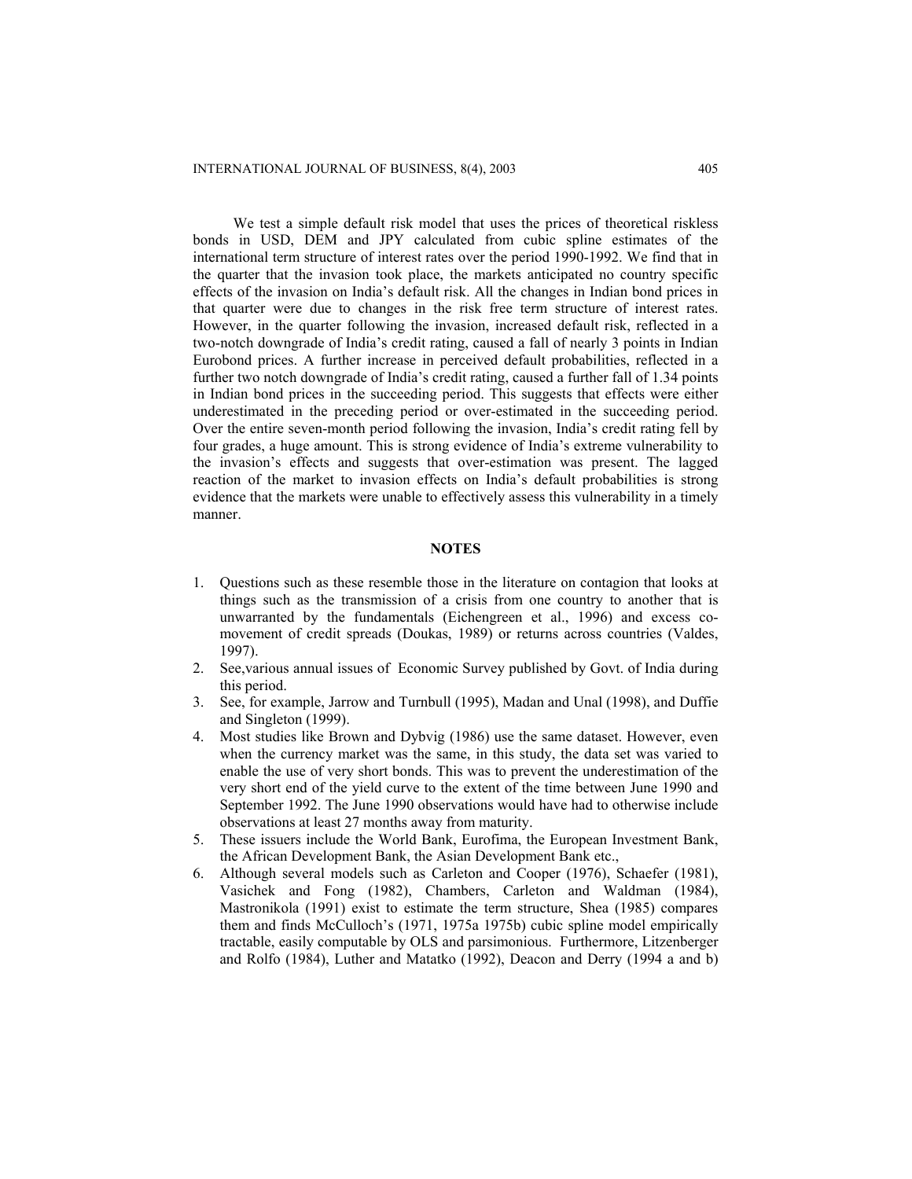We test a simple default risk model that uses the prices of theoretical riskless bonds in USD, DEM and JPY calculated from cubic spline estimates of the international term structure of interest rates over the period 1990-1992. We find that in the quarter that the invasion took place, the markets anticipated no country specific effects of the invasion on India's default risk. All the changes in Indian bond prices in that quarter were due to changes in the risk free term structure of interest rates. However, in the quarter following the invasion, increased default risk, reflected in a two-notch downgrade of India's credit rating, caused a fall of nearly 3 points in Indian Eurobond prices. A further increase in perceived default probabilities, reflected in a further two notch downgrade of India's credit rating, caused a further fall of 1.34 points in Indian bond prices in the succeeding period. This suggests that effects were either underestimated in the preceding period or over-estimated in the succeeding period. Over the entire seven-month period following the invasion, India's credit rating fell by four grades, a huge amount. This is strong evidence of India's extreme vulnerability to the invasion's effects and suggests that over-estimation was present. The lagged reaction of the market to invasion effects on India's default probabilities is strong evidence that the markets were unable to effectively assess this vulnerability in a timely manner.

## NOTES

1. Questions such as these resemble those in the literature on contagion that looks at things such as the transmission of a crisis from one country to another that is unwarranted by the fundamentals (Eichengreen et al., 1996) and excess co-movement of credit spreads (Doukas, 1989) or returns across countries (Valdes, 1997).
2. See,various annual issues of Economic Survey published by Govt. of India during this period.
3. See, for example, Jarrow and Turnbull (1995), Madan and Unal (1998), and Duffie and Singleton (1999).
4. Most studies like Brown and Dybvig (1986) use the same dataset. However, even when the currency market was the same, in this study, the data set was varied to enable the use of very short bonds. This was to prevent the underestimation of the very short end of the yield curve to the extent of the time between June 1990 and September 1992. The June 1990 observations would have had to otherwise include observations at least 27 months away from maturity.
5. These issuers include the World Bank, Eurofima, the European Investment Bank, the African Development Bank, the Asian Development Bank etc.,
6. Although several models such as Carleton and Cooper (1976), Schaefer (1981), Vasichek and Fong (1982), Chambers, Carleton and Waldman (1984), Mastronikola (1991) exist to estimate the term structure, Shea (1985) compares them and finds McCulloch's (1971, 1975a 1975b) cubic spline model empirically tractable, easily computable by OLS and parsimonious. Furthermore, Litzenberger and Rolfo (1984), Luther and Matatko (1992), Deacon and Derry (1994 a and b)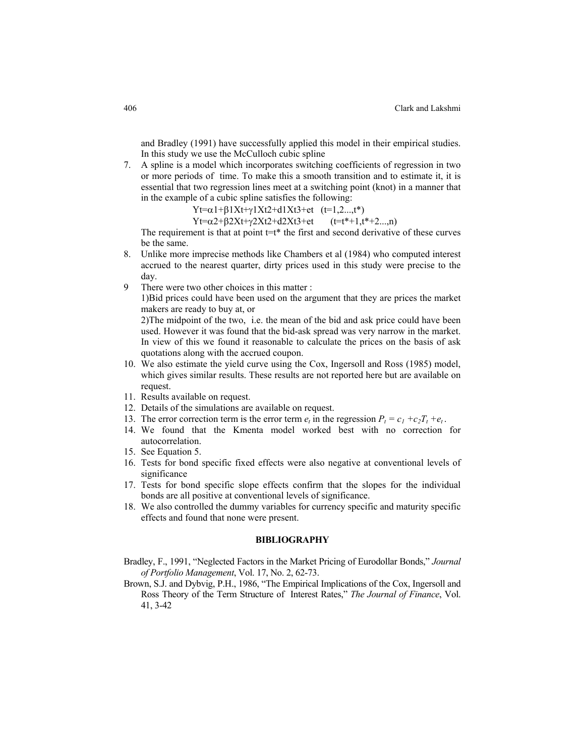and Bradley (1991) have successfully applied this model in their empirical studies. In this study we use the McCulloch cubic spline

7. A spline is a model which incorporates switching coefficients of regression in two or more periods of time. To make this a smooth transition and to estimate it, it is essential that two regression lines meet at a switching point (knot) in a manner that in the example of a cubic spline satisfies the following:

   $$Y_t=\alpha_1+\beta_1 X_t+\gamma_1 X_t^2+d_1 X_t^3+e_t \quad (t=1,2...,t^*)$$

   $$Y_t=\alpha_2+\beta_2 X_t+\gamma_2 X_t^2+d_2 X_t^3+e_t \quad (t=t^*+1,t^*+2...,n)$$

   The requirement is that at point $t=t^*$ the first and second derivative of these curves be the same.

8. Unlike more imprecise methods like Chambers et al (1984) who computed interest accrued to the nearest quarter, dirty prices used in this study were precise to the day.
9. There were two other choices in this matter :
   1)Bid prices could have been used on the argument that they are prices the market makers are ready to buy at, or
   2)The midpoint of the two, i.e. the mean of the bid and ask price could have been used. However it was found that the bid-ask spread was very narrow in the market. In view of this we found it reasonable to calculate the prices on the basis of ask quotations along with the accrued coupon.
10. We also estimate the yield curve using the Cox, Ingersoll and Ross (1985) model, which gives similar results. These results are not reported here but are available on request.
11. Results available on request.
12. Details of the simulations are available on request.
13. The error correction term is the error term $e_t$ in the regression $P_t = c_1 + c_2 T_t + e_t$.
14. We found that the Kmenta model worked best with no correction for autocorrelation.
15. See Equation 5.
16. Tests for bond specific fixed effects were also negative at conventional levels of significance
17. Tests for bond specific slope effects confirm that the slopes for the individual bonds are all positive at conventional levels of significance.
18. We also controlled the dummy variables for currency specific and maturity specific effects and found that none were present.

## BIBLIOGRAPHY

Bradley, F., 1991, "Neglected Factors in the Market Pricing of Eurodollar Bonds," *Journal of Portfolio Management*, Vol. 17, No. 2, 62-73.

Brown, S.J. and Dybvig, P.H., 1986, "The Empirical Implications of the Cox, Ingersoll and Ross Theory of the Term Structure of Interest Rates," *The Journal of Finance*, Vol. 41, 3-42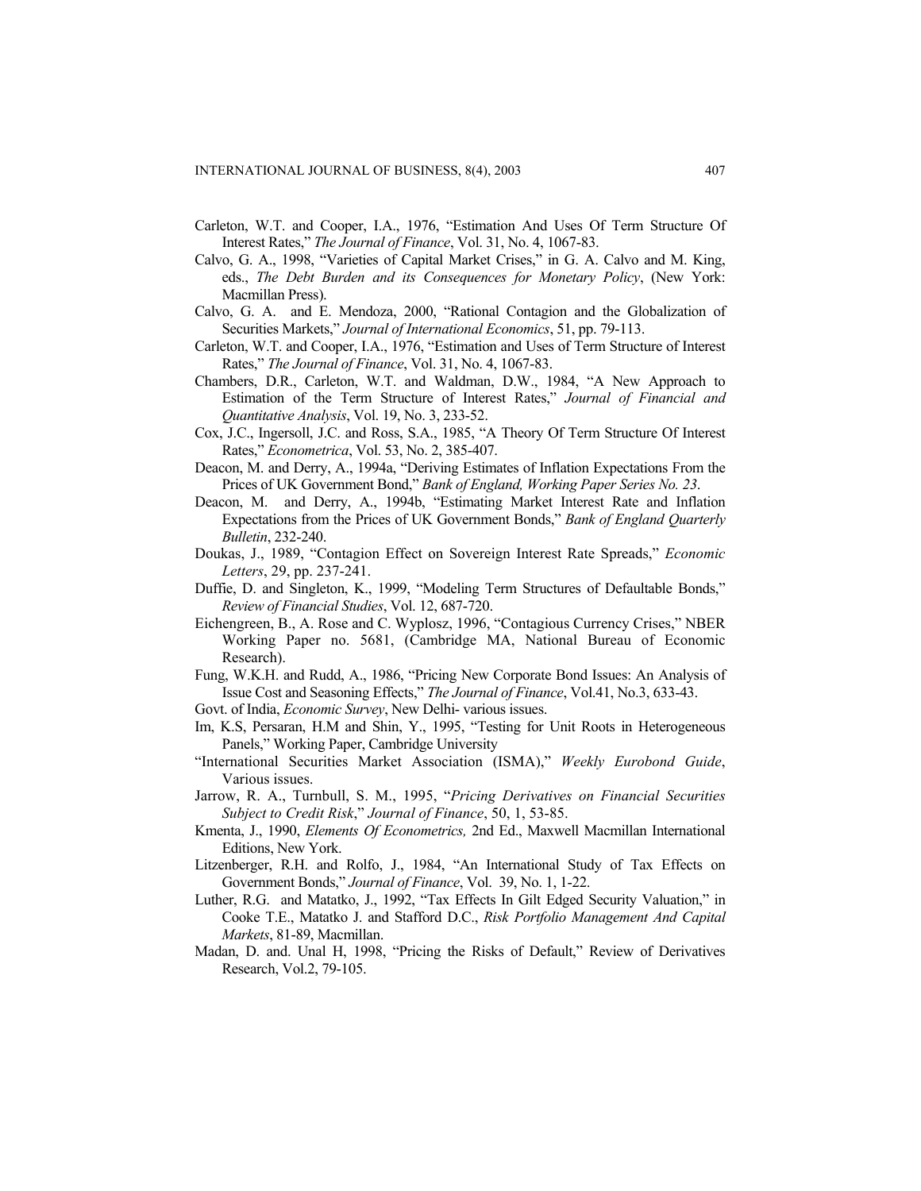Carleton, W.T. and Cooper, I.A., 1976, "Estimation And Uses Of Term Structure Of Interest Rates," *The Journal of Finance*, Vol. 31, No. 4, 1067-83.

Calvo, G. A., 1998, "Varieties of Capital Market Crises," in G. A. Calvo and M. King, eds., *The Debt Burden and its Consequences for Monetary Policy*, (New York: Macmillan Press).

Calvo, G. A. and E. Mendoza, 2000, "Rational Contagion and the Globalization of Securities Markets," *Journal of International Economics*, 51, pp. 79-113.

Carleton, W.T. and Cooper, I.A., 1976, "Estimation and Uses of Term Structure of Interest Rates," *The Journal of Finance*, Vol. 31, No. 4, 1067-83.

Chambers, D.R., Carleton, W.T. and Waldman, D.W., 1984, "A New Approach to Estimation of the Term Structure of Interest Rates," *Journal of Financial and Quantitative Analysis*, Vol. 19, No. 3, 233-52.

Cox, J.C., Ingersoll, J.C. and Ross, S.A., 1985, "A Theory Of Term Structure Of Interest Rates," *Econometrica*, Vol. 53, No. 2, 385-407.

Deacon, M. and Derry, A., 1994a, "Deriving Estimates of Inflation Expectations From the Prices of UK Government Bond," *Bank of England, Working Paper Series No. 23*.

Deacon, M. and Derry, A., 1994b, "Estimating Market Interest Rate and Inflation Expectations from the Prices of UK Government Bonds," *Bank of England Quarterly Bulletin*, 232-240.

Doukas, J., 1989, "Contagion Effect on Sovereign Interest Rate Spreads," *Economic Letters*, 29, pp. 237-241.

Duffie, D. and Singleton, K., 1999, "Modeling Term Structures of Defaultable Bonds," *Review of Financial Studies*, Vol. 12, 687-720.

Eichengreen, B., A. Rose and C. Wyplosz, 1996, "Contagious Currency Crises," NBER Working Paper no. 5681, (Cambridge MA, National Bureau of Economic Research).

Fung, W.K.H. and Rudd, A., 1986, "Pricing New Corporate Bond Issues: An Analysis of Issue Cost and Seasoning Effects," *The Journal of Finance*, Vol.41, No.3, 633-43.

Govt. of India, *Economic Survey*, New Delhi- various issues.

Im, K.S, Persaran, H.M and Shin, Y., 1995, "Testing for Unit Roots in Heterogeneous Panels," Working Paper, Cambridge University

"International Securities Market Association (ISMA)," *Weekly Eurobond Guide*, Various issues.

Jarrow, R. A., Turnbull, S. M., 1995, "*Pricing Derivatives on Financial Securities Subject to Credit Risk*," *Journal of Finance*, 50, 1, 53-85.

Kmenta, J., 1990, *Elements Of Econometrics,* 2nd Ed., Maxwell Macmillan International Editions, New York.

Litzenberger, R.H. and Rolfo, J., 1984, "An International Study of Tax Effects on Government Bonds," *Journal of Finance*, Vol. 39, No. 1, 1-22.

Luther, R.G. and Matatko, J., 1992, "Tax Effects In Gilt Edged Security Valuation," in Cooke T.E., Matatko J. and Stafford D.C., *Risk Portfolio Management And Capital Markets*, 81-89, Macmillan.

Madan, D. and. Unal H, 1998, "Pricing the Risks of Default," Review of Derivatives Research, Vol.2, 79-105.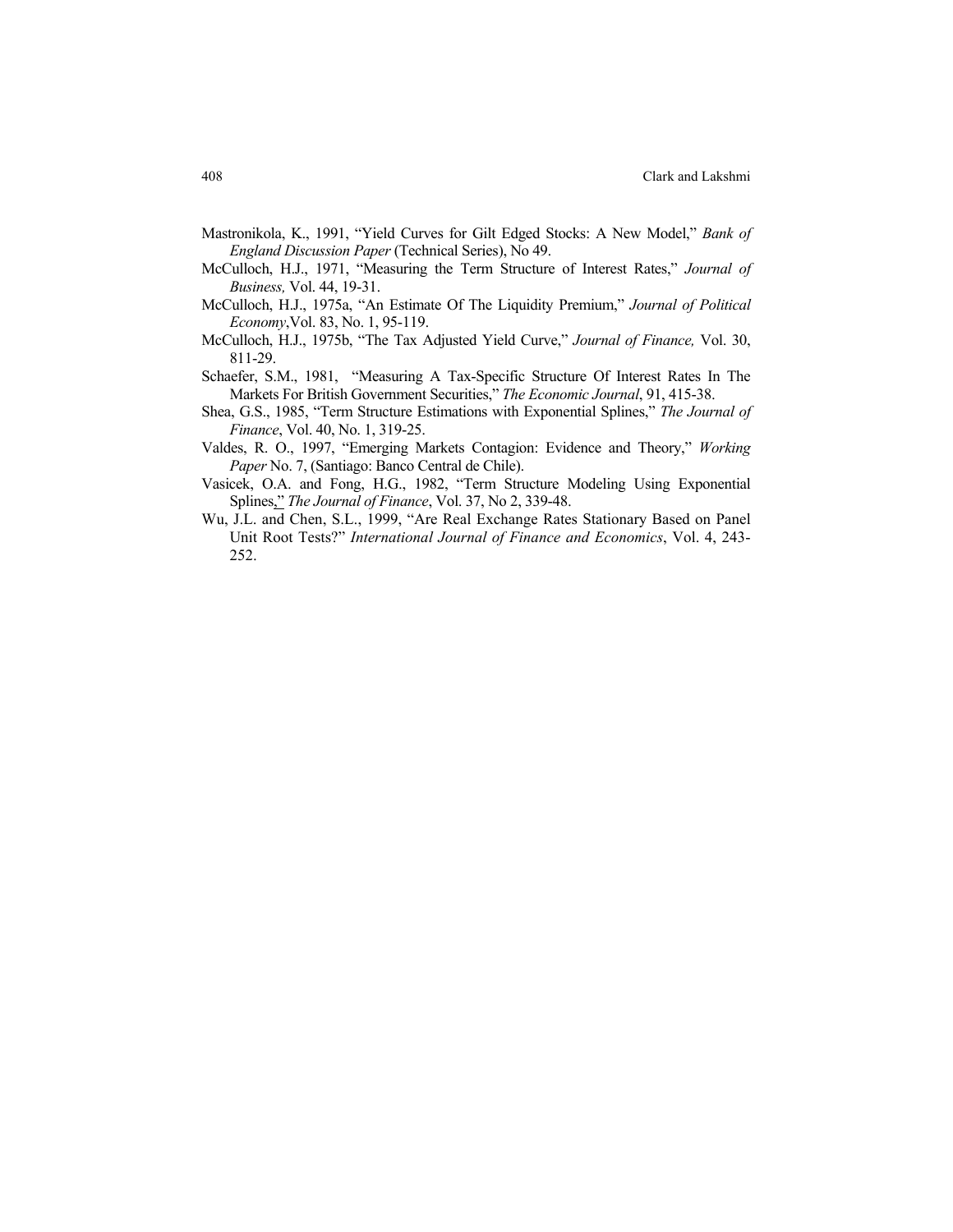Mastronikola, K., 1991, "Yield Curves for Gilt Edged Stocks: A New Model," *Bank of England Discussion Paper* (Technical Series), No 49.

McCulloch, H.J., 1971, "Measuring the Term Structure of Interest Rates," *Journal of Business,* Vol. 44, 19-31.

McCulloch, H.J., 1975a, "An Estimate Of The Liquidity Premium," *Journal of Political Economy*,Vol. 83, No. 1, 95-119.

McCulloch, H.J., 1975b, "The Tax Adjusted Yield Curve," *Journal of Finance,* Vol. 30, 811-29.

Schaefer, S.M., 1981, "Measuring A Tax-Specific Structure Of Interest Rates In The Markets For British Government Securities," *The Economic Journal*, 91, 415-38.

Shea, G.S., 1985, "Term Structure Estimations with Exponential Splines," *The Journal of Finance*, Vol. 40, No. 1, 319-25.

Valdes, R. O., 1997, "Emerging Markets Contagion: Evidence and Theory," *Working Paper* No. 7, (Santiago: Banco Central de Chile).

Vasicek, O.A. and Fong, H.G., 1982, "Term Structure Modeling Using Exponential Splines," *The Journal of Finance*, Vol. 37, No 2, 339-48.

Wu, J.L. and Chen, S.L., 1999, "Are Real Exchange Rates Stationary Based on Panel Unit Root Tests?" *International Journal of Finance and Economics*, Vol. 4, 243-252.